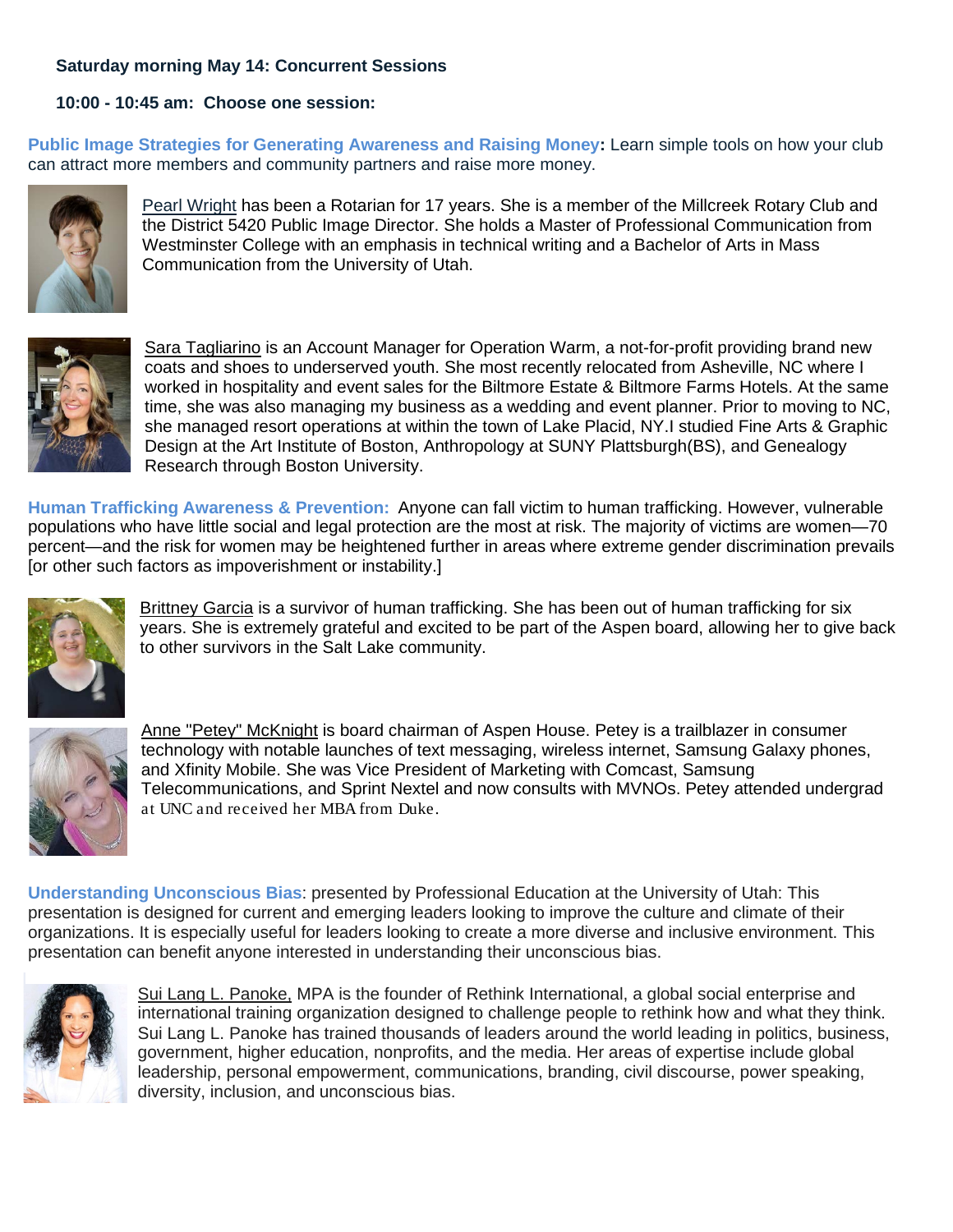**Saturday morning May 14: Concurrent Sessions**

**10:00 - 10:45 am: Choose one session:**

**Public Image Strategies for Generating Awareness and Raising Money:** Learn simple tools on how your club can attract more members and community partners and raise more money.

Pearl Wright has been a Rotarian for 17 years. She is a member of the Millcreek Rotary Club and the District 5420 Public Image Director. She holds a Master of Professional Communication from Westminster College with an emphasis in technical writing and a Bachelor of Arts in Mass Communication from the University of Utah.

Sara Tagliarino is an Account Manager for Operation Warm, a not-for-profit providing brand new coats and shoes to underserved youth. She most recently relocated from Asheville, NC where I worked in hospitality and event sales for the Biltmore Estate & Biltmore Farms Hotels. At the same time, she was also managing my business as a wedding and event planner. Prior to moving to NC, she managed resort operations at within the town of Lake Placid, NY.I studied Fine Arts & Graphic Design at the Art Institute of Boston, Anthropology at SUNY Plattsburgh(BS), and Genealogy Research through Boston University.

**Human Trafficking Awareness & Prevention:** Anyone can fall victim to human trafficking. However, vulnerable populations who have little social and legal protection are the most at risk. The majority of victims are women—70 percent—and the risk for women may be heightened further in areas where extreme gender discrimination prevails [or other such factors as impoverishment or instability.]

Brittney Garcia is a survivor of human trafficking. She has been out of human trafficking for six years. She is extremely grateful and excited to be part of the Aspen board, allowing her to give back to other survivors in the Salt Lake community.

Anne "Petey" McKnight is board chairman of Aspen House. Petey is a trailblazer in consumer technology with notable launches of text messaging, wireless internet, Samsung Galaxy phones, and Xfinity Mobile. She was Vice President of Marketing with Comcast, Samsung Telecommunications, and Sprint Nextel and now consults with MVNOs. Petey attended undergrad at UNC and received her MBA from Duke.

**Understanding Unconscious Bias**: presented by Professional Education at the University of Utah: This presentation is designed for current and emerging leaders looking to improve the culture and climate of their organizations. It is especially useful for leaders looking to create a more diverse and inclusive environment. This presentation can benefit anyone interested in understanding their unconscious bias.

Sui Lang L. Panoke, MPA is the founder of Rethink International, a global social enterprise and international training organization designed to challenge people to rethink how and what they think. Sui Lang L. Panoke has trained thousands of leaders around the world leading in politics, business, government, higher education, nonprofits, and the media. Her areas of expertise include global leadership, personal empowerment, communications, branding, civil discourse, power speaking, diversity, inclusion, and unconscious bias.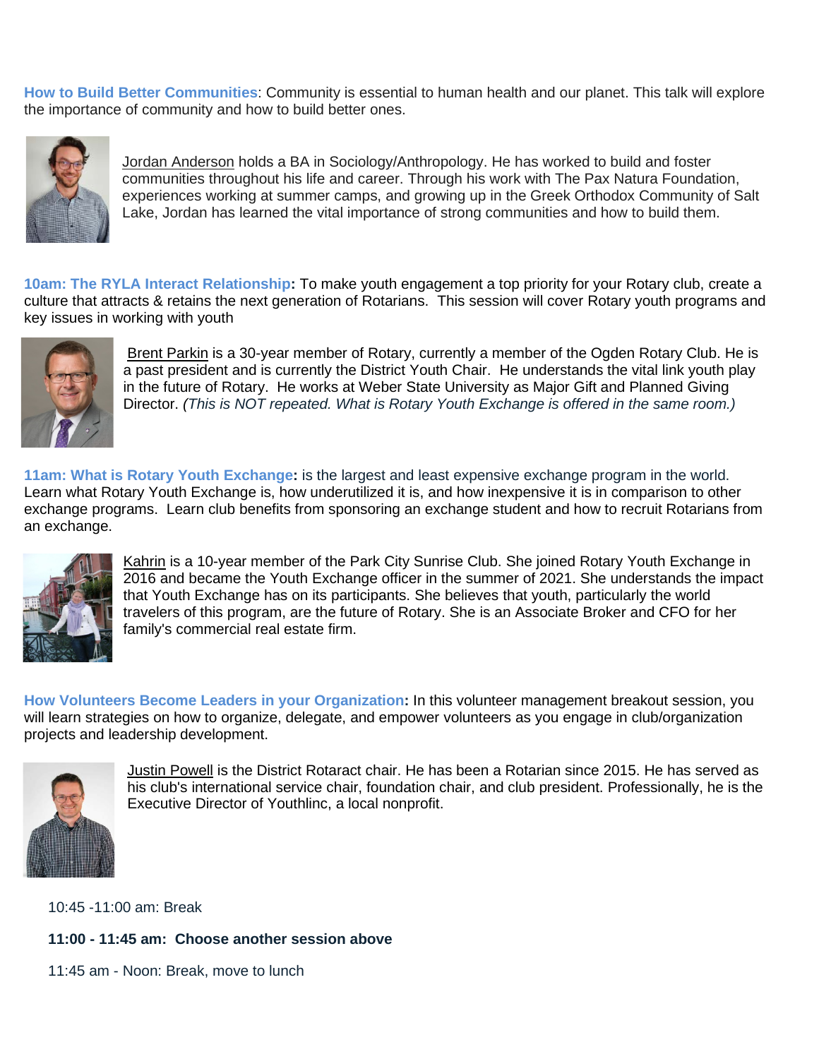**How to Build Better Communities**: Community is essential to human health and our planet. This talk will explore the importance of community and how to build better ones.

Jordan Anderson holds a BA in Sociology/Anthropology. He has worked to build and foster communities throughout his life and career. Through his work with The Pax Natura Foundation, experiences working at summer camps, and growing up in the Greek Orthodox Community of Salt Lake, Jordan has learned the vital importance of strong communities and how to build them.

**10am: The RYLA Interact Relationship:** To make youth engagement a top priority for your Rotary club, create a culture that attracts & retains the next generation of Rotarians. This session will cover Rotary youth programs and key issues in working with youth

Brent Parkin is a 30-year member of Rotary, currently a member of the Ogden Rotary Club. He is a past president and is currently the District Youth Chair. He understands the vital link youth play in the future of Rotary. He works at Weber State University as Major Gift and Planned Giving Director. *(This is NOT repeated. What is Rotary Youth Exchange is offered in the same room.)*

**11am: What is Rotary Youth Exchange:** is the largest and least expensive exchange program in the world. Learn what Rotary Youth Exchange is, how underutilized it is, and how inexpensive it is in comparison to other exchange programs. Learn club benefits from sponsoring an exchange student and how to recruit Rotarians from an exchange.

Kahrin is a 10-year member of the Park City Sunrise Club. She joined Rotary Youth Exchange in 2016 and became the Youth Exchange officer in the summer of 2021. She understands the impact that Youth Exchange has on its participants. She believes that youth, particularly the world travelers of this program, are the future of Rotary. She is an Associate Broker and CFO for her family's commercial real estate firm.

**How Volunteers Become Leaders in your Organization:** In this volunteer management breakout session, you will learn strategies on how to organize, delegate, and empower volunteers as you engage in club/organization projects and leadership development.

Justin Powell is the District Rotaract chair. He has been a Rotarian since 2015. He has served as his club's international service chair, foundation chair, and club president. Professionally, he is the Executive Director of Youthlinc, a local nonprofit.

10:45 -11:00 am: Break

**11:00 - 11:45 am: Choose another session above**

11:45 am - Noon: Break, move to lunch